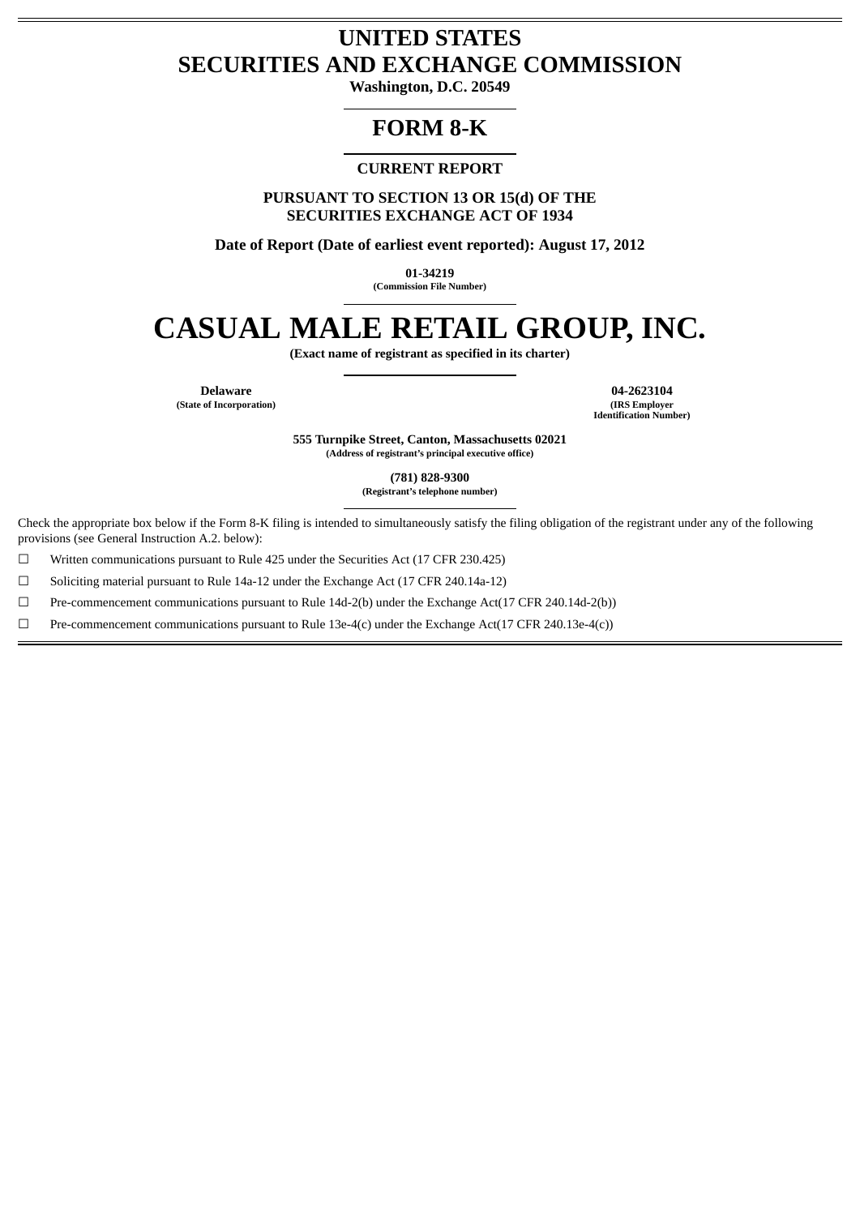# UNITED STATES
# SECURITIES AND EXCHANGE COMMISSION

**Washington, D.C. 20549**

## FORM 8-K

### CURRENT REPORT

**PURSUANT TO SECTION 13 OR 15(d) OF THE SECURITIES EXCHANGE ACT OF 1934**

**Date of Report (Date of earliest event reported): August 17, 2012**

**01-34219**
**(Commission File Number)**

# CASUAL MALE RETAIL GROUP, INC.

**(Exact name of registrant as specified in its charter)**

| **Delaware** | **04-2623104** |
|---|---|
| **(State of Incorporation)** | **(IRS Employer Identification Number)** |

**555 Turnpike Street, Canton, Massachusetts 02021**
**(Address of registrant's principal executive office)**

**(781) 828-9300**
**(Registrant's telephone number)**

Check the appropriate box below if the Form 8-K filing is intended to simultaneously satisfy the filing obligation of the registrant under any of the following provisions (see General Instruction A.2. below):

☐ Written communications pursuant to Rule 425 under the Securities Act (17 CFR 230.425)

☐ Soliciting material pursuant to Rule 14a-12 under the Exchange Act (17 CFR 240.14a-12)

☐ Pre-commencement communications pursuant to Rule 14d-2(b) under the Exchange Act(17 CFR 240.14d-2(b))

☐ Pre-commencement communications pursuant to Rule 13e-4(c) under the Exchange Act(17 CFR 240.13e-4(c))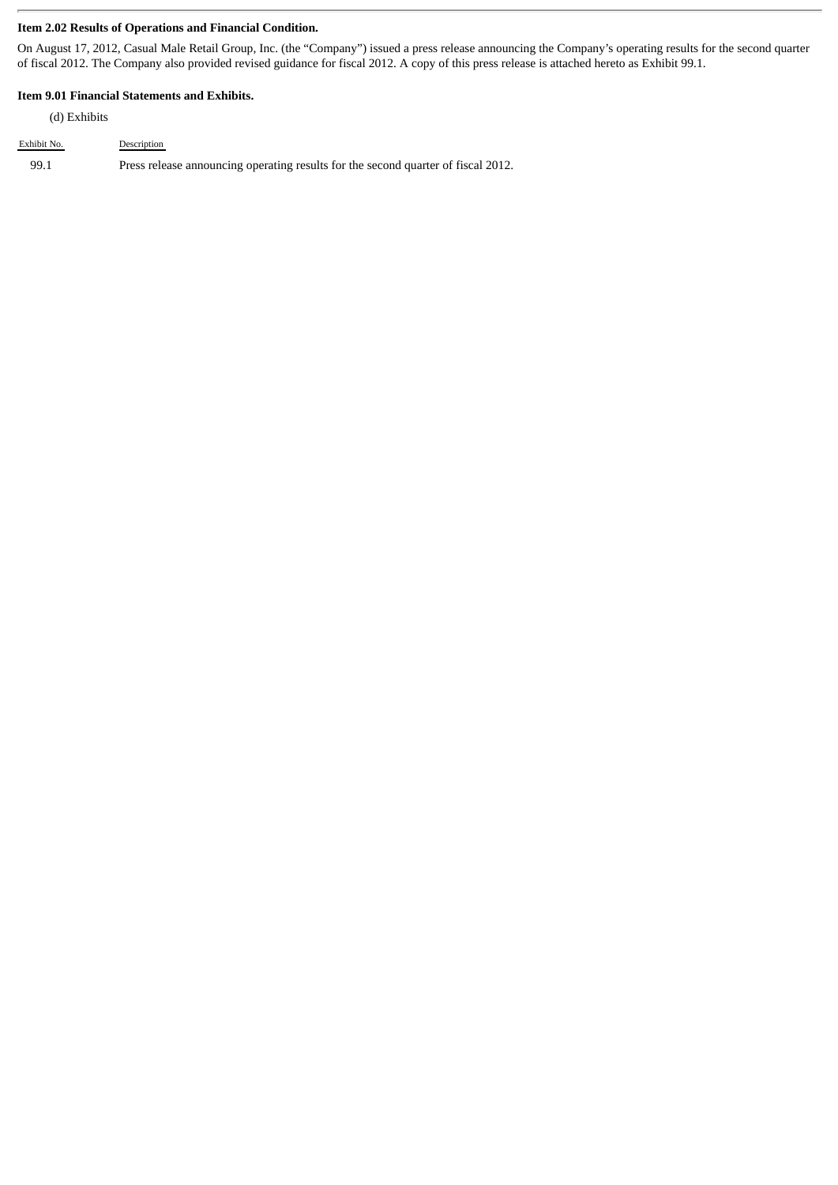**Item 2.02 Results of Operations and Financial Condition.**

On August 17, 2012, Casual Male Retail Group, Inc. (the "Company") issued a press release announcing the Company's operating results for the second quarter of fiscal 2012. The Company also provided revised guidance for fiscal 2012. A copy of this press release is attached hereto as Exhibit 99.1.

**Item 9.01 Financial Statements and Exhibits.**

(d) Exhibits

| Exhibit No. | Description |
|---|---|
| 99.1 | Press release announcing operating results for the second quarter of fiscal 2012. |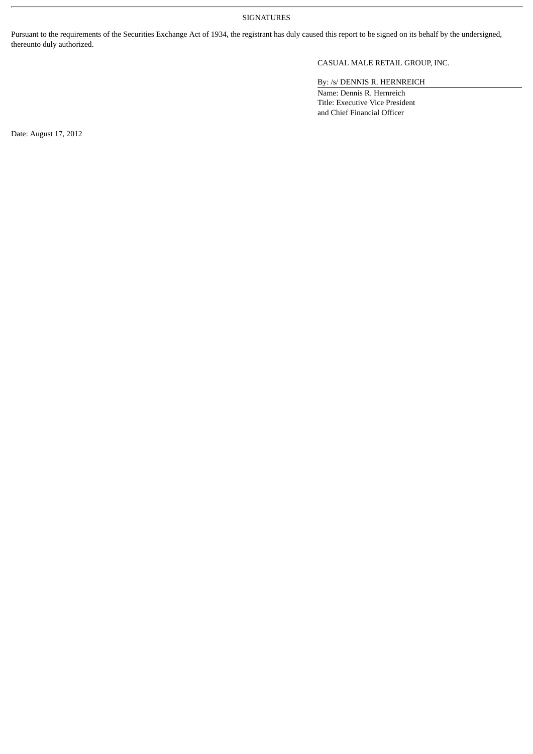SIGNATURES

Pursuant to the requirements of the Securities Exchange Act of 1934, the registrant has duly caused this report to be signed on its behalf by the undersigned, thereunto duly authorized.

CASUAL MALE RETAIL GROUP, INC.

By: /s/ DENNIS R. HERNREICH

Name: Dennis R. Hernreich
Title: Executive Vice President
and Chief Financial Officer

Date: August 17, 2012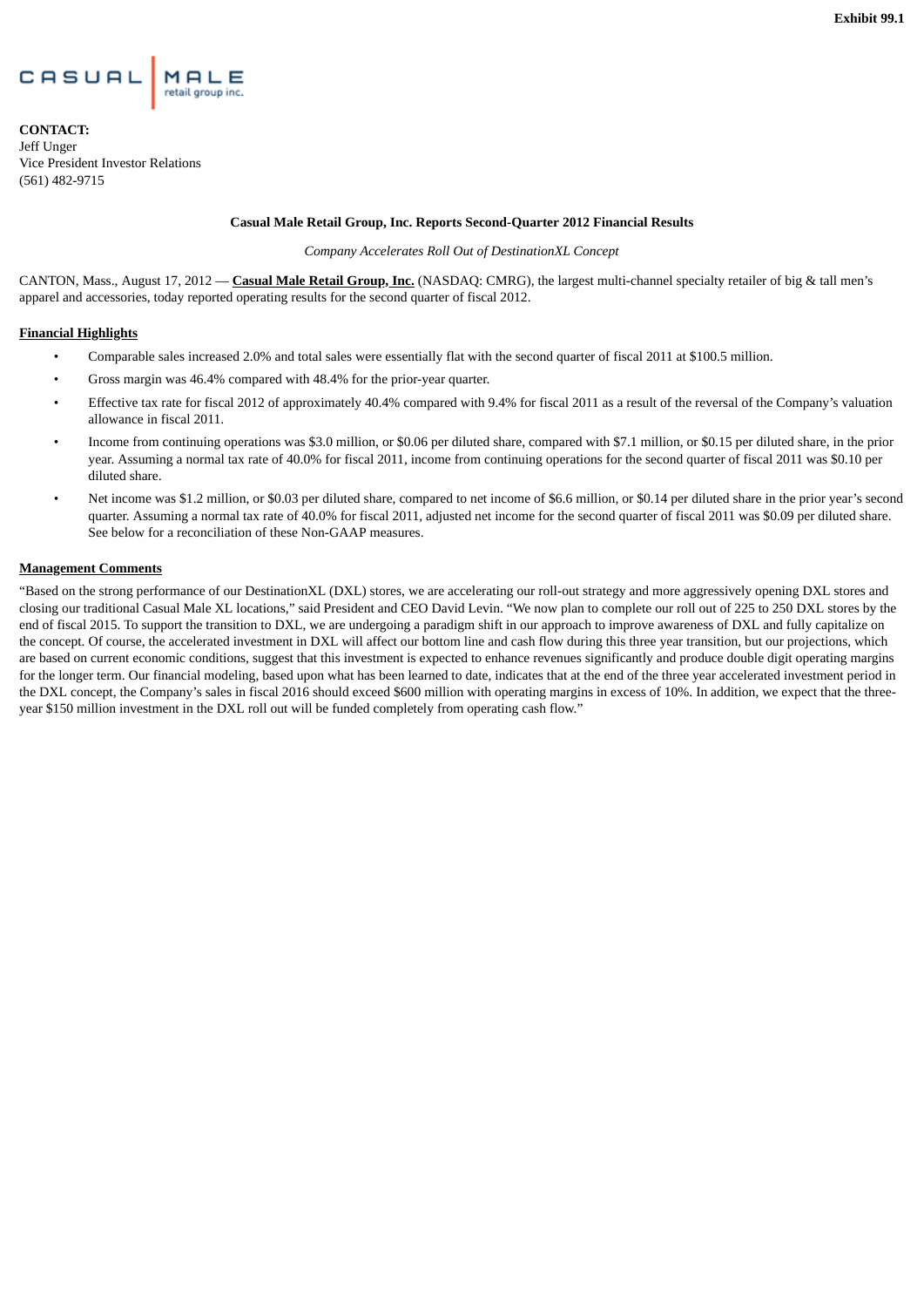**Exhibit 99.1**

CASUAL MALE retail group inc.

**CONTACT:**
Jeff Unger
Vice President Investor Relations
(561) 482-9715

**Casual Male Retail Group, Inc. Reports Second-Quarter 2012 Financial Results**

*Company Accelerates Roll Out of DestinationXL Concept*

CANTON, Mass., August 17, 2012 — **Casual Male Retail Group, Inc.** (NASDAQ: CMRG), the largest multi-channel specialty retailer of big & tall men's apparel and accessories, today reported operating results for the second quarter of fiscal 2012.

**Financial Highlights**

- Comparable sales increased 2.0% and total sales were essentially flat with the second quarter of fiscal 2011 at $100.5 million.
- Gross margin was 46.4% compared with 48.4% for the prior-year quarter.
- Effective tax rate for fiscal 2012 of approximately 40.4% compared with 9.4% for fiscal 2011 as a result of the reversal of the Company's valuation allowance in fiscal 2011.
- Income from continuing operations was $3.0 million, or $0.06 per diluted share, compared with $7.1 million, or $0.15 per diluted share, in the prior year. Assuming a normal tax rate of 40.0% for fiscal 2011, income from continuing operations for the second quarter of fiscal 2011 was $0.10 per diluted share.
- Net income was $1.2 million, or $0.03 per diluted share, compared to net income of $6.6 million, or $0.14 per diluted share in the prior year's second quarter. Assuming a normal tax rate of 40.0% for fiscal 2011, adjusted net income for the second quarter of fiscal 2011 was $0.09 per diluted share. See below for a reconciliation of these Non-GAAP measures.

**Management Comments**

"Based on the strong performance of our DestinationXL (DXL) stores, we are accelerating our roll-out strategy and more aggressively opening DXL stores and closing our traditional Casual Male XL locations," said President and CEO David Levin. "We now plan to complete our roll out of 225 to 250 DXL stores by the end of fiscal 2015. To support the transition to DXL, we are undergoing a paradigm shift in our approach to improve awareness of DXL and fully capitalize on the concept. Of course, the accelerated investment in DXL will affect our bottom line and cash flow during this three year transition, but our projections, which are based on current economic conditions, suggest that this investment is expected to enhance revenues significantly and produce double digit operating margins for the longer term. Our financial modeling, based upon what has been learned to date, indicates that at the end of the three year accelerated investment period in the DXL concept, the Company's sales in fiscal 2016 should exceed $600 million with operating margins in excess of 10%. In addition, we expect that the three-year $150 million investment in the DXL roll out will be funded completely from operating cash flow."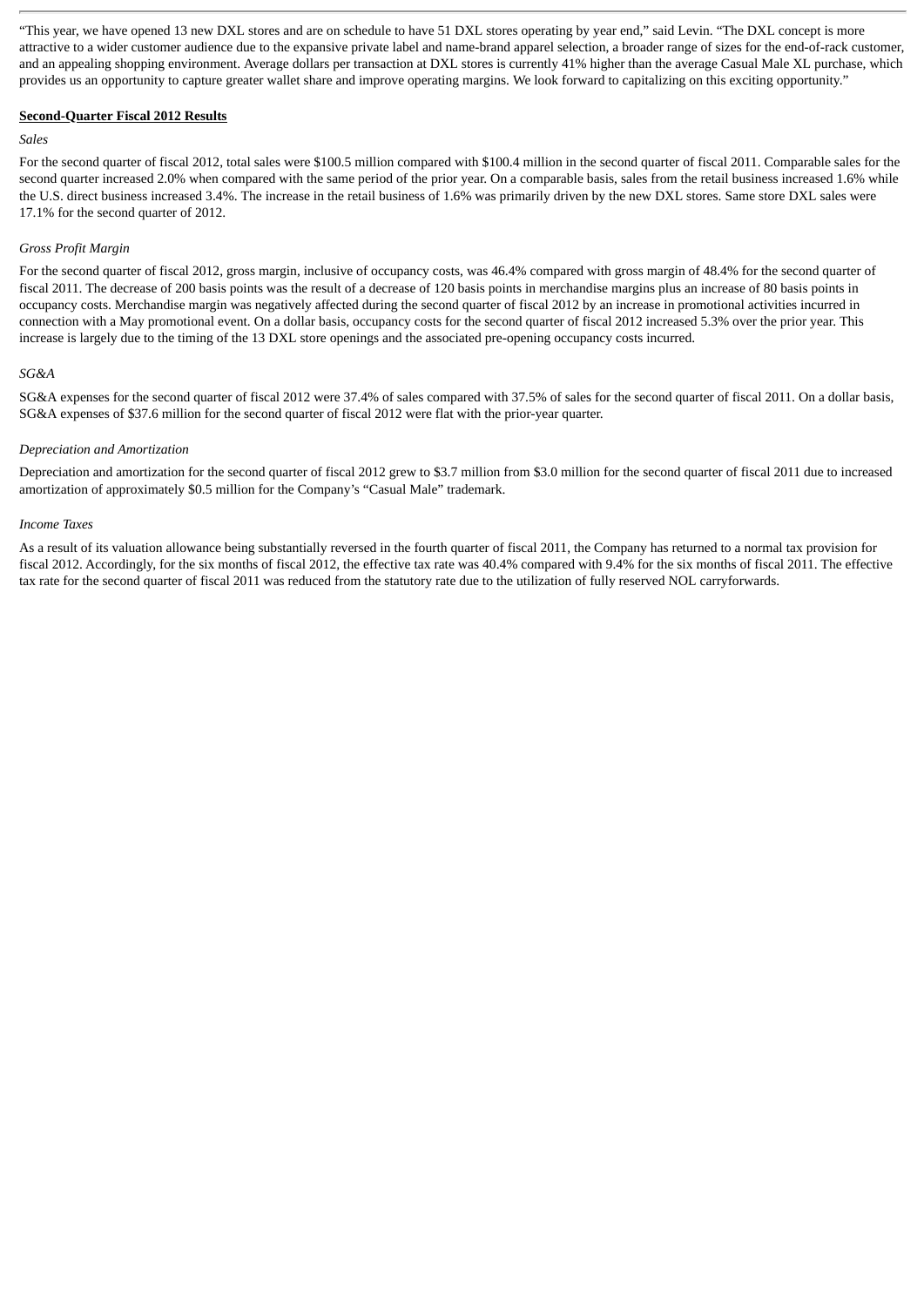"This year, we have opened 13 new DXL stores and are on schedule to have 51 DXL stores operating by year end," said Levin. "The DXL concept is more attractive to a wider customer audience due to the expansive private label and name-brand apparel selection, a broader range of sizes for the end-of-rack customer, and an appealing shopping environment. Average dollars per transaction at DXL stores is currently 41% higher than the average Casual Male XL purchase, which provides us an opportunity to capture greater wallet share and improve operating margins. We look forward to capitalizing on this exciting opportunity."

**Second-Quarter Fiscal 2012 Results**

*Sales*

For the second quarter of fiscal 2012, total sales were $100.5 million compared with $100.4 million in the second quarter of fiscal 2011. Comparable sales for the second quarter increased 2.0% when compared with the same period of the prior year. On a comparable basis, sales from the retail business increased 1.6% while the U.S. direct business increased 3.4%. The increase in the retail business of 1.6% was primarily driven by the new DXL stores. Same store DXL sales were 17.1% for the second quarter of 2012.

*Gross Profit Margin*

For the second quarter of fiscal 2012, gross margin, inclusive of occupancy costs, was 46.4% compared with gross margin of 48.4% for the second quarter of fiscal 2011. The decrease of 200 basis points was the result of a decrease of 120 basis points in merchandise margins plus an increase of 80 basis points in occupancy costs. Merchandise margin was negatively affected during the second quarter of fiscal 2012 by an increase in promotional activities incurred in connection with a May promotional event. On a dollar basis, occupancy costs for the second quarter of fiscal 2012 increased 5.3% over the prior year. This increase is largely due to the timing of the 13 DXL store openings and the associated pre-opening occupancy costs incurred.

*SG&A*

SG&A expenses for the second quarter of fiscal 2012 were 37.4% of sales compared with 37.5% of sales for the second quarter of fiscal 2011. On a dollar basis, SG&A expenses of $37.6 million for the second quarter of fiscal 2012 were flat with the prior-year quarter.

*Depreciation and Amortization*

Depreciation and amortization for the second quarter of fiscal 2012 grew to $3.7 million from $3.0 million for the second quarter of fiscal 2011 due to increased amortization of approximately $0.5 million for the Company's "Casual Male" trademark.

*Income Taxes*

As a result of its valuation allowance being substantially reversed in the fourth quarter of fiscal 2011, the Company has returned to a normal tax provision for fiscal 2012. Accordingly, for the six months of fiscal 2012, the effective tax rate was 40.4% compared with 9.4% for the six months of fiscal 2011. The effective tax rate for the second quarter of fiscal 2011 was reduced from the statutory rate due to the utilization of fully reserved NOL carryforwards.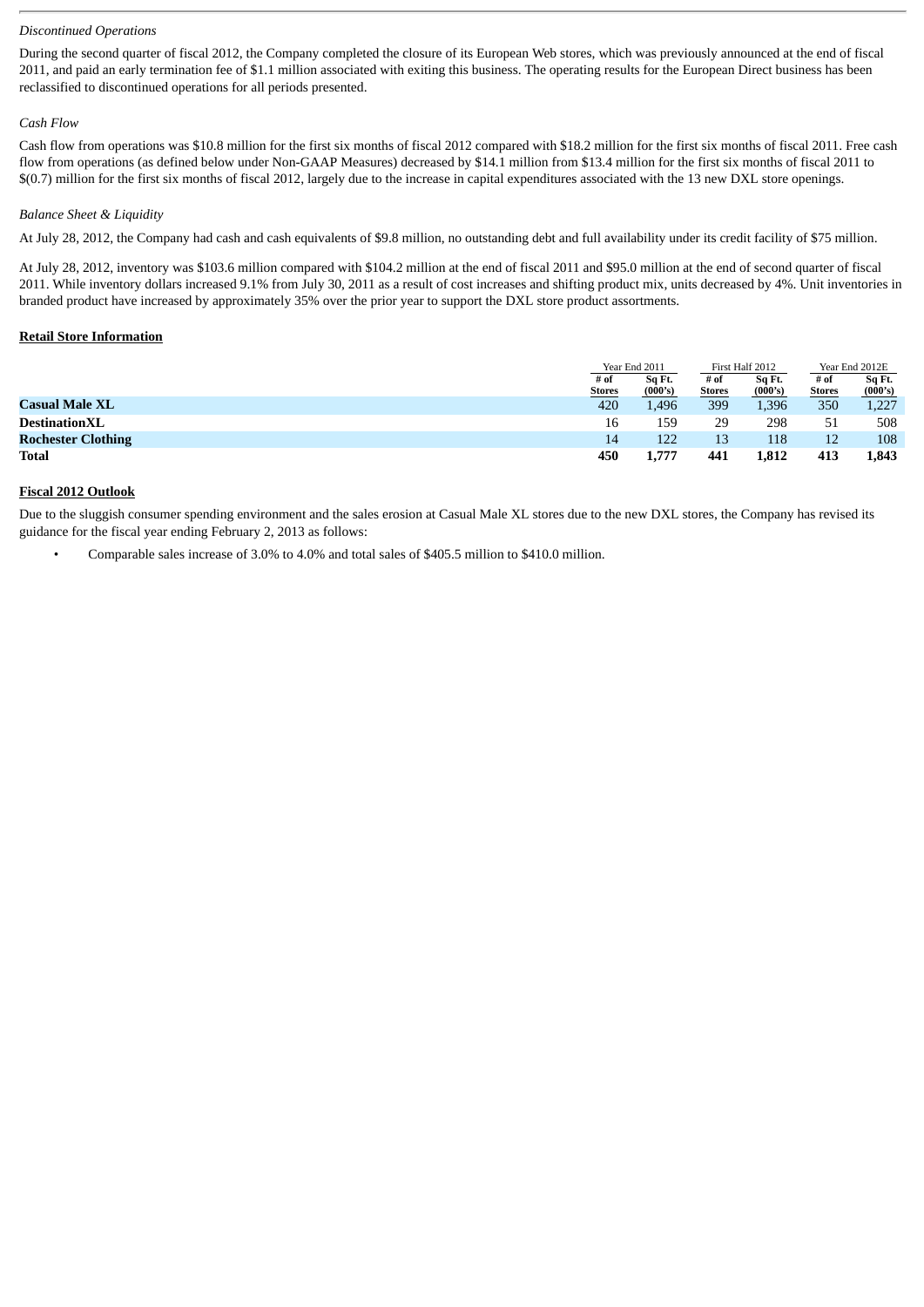*Discontinued Operations*

During the second quarter of fiscal 2012, the Company completed the closure of its European Web stores, which was previously announced at the end of fiscal 2011, and paid an early termination fee of $1.1 million associated with exiting this business. The operating results for the European Direct business has been reclassified to discontinued operations for all periods presented.

*Cash Flow*

Cash flow from operations was $10.8 million for the first six months of fiscal 2012 compared with $18.2 million for the first six months of fiscal 2011. Free cash flow from operations (as defined below under Non-GAAP Measures) decreased by $14.1 million from $13.4 million for the first six months of fiscal 2011 to $(0.7) million for the first six months of fiscal 2012, largely due to the increase in capital expenditures associated with the 13 new DXL store openings.

*Balance Sheet & Liquidity*

At July 28, 2012, the Company had cash and cash equivalents of $9.8 million, no outstanding debt and full availability under its credit facility of $75 million.

At July 28, 2012, inventory was $103.6 million compared with $104.2 million at the end of fiscal 2011 and $95.0 million at the end of second quarter of fiscal 2011. While inventory dollars increased 9.1% from July 30, 2011 as a result of cost increases and shifting product mix, units decreased by 4%. Unit inventories in branded product have increased by approximately 35% over the prior year to support the DXL store product assortments.

**Retail Store Information**

| | Year End 2011 | | First Half 2012 | | Year End 2012E | |
|---|---|---|---|---|---|---|
| | # of Stores | Sq Ft. (000's) | # of Stores | Sq Ft. (000's) | # of Stores | Sq Ft. (000's) |
| **Casual Male XL** | 420 | 1,496 | 399 | 1,396 | 350 | 1,227 |
| **DestinationXL** | 16 | 159 | 29 | 298 | 51 | 508 |
| **Rochester Clothing** | 14 | 122 | 13 | 118 | 12 | 108 |
| **Total** | **450** | **1,777** | **441** | **1,812** | **413** | **1,843** |

**Fiscal 2012 Outlook**

Due to the sluggish consumer spending environment and the sales erosion at Casual Male XL stores due to the new DXL stores, the Company has revised its guidance for the fiscal year ending February 2, 2013 as follows:

- Comparable sales increase of 3.0% to 4.0% and total sales of $405.5 million to $410.0 million.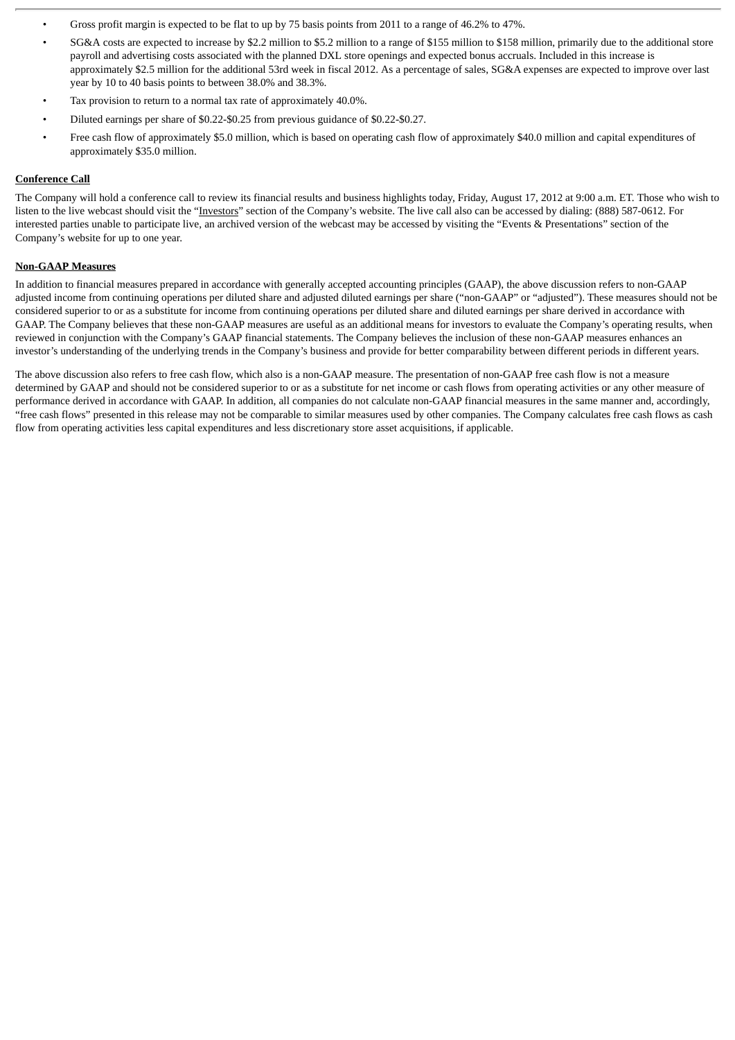- Gross profit margin is expected to be flat to up by 75 basis points from 2011 to a range of 46.2% to 47%.
- SG&A costs are expected to increase by $2.2 million to $5.2 million to a range of $155 million to $158 million, primarily due to the additional store payroll and advertising costs associated with the planned DXL store openings and expected bonus accruals. Included in this increase is approximately $2.5 million for the additional 53rd week in fiscal 2012. As a percentage of sales, SG&A expenses are expected to improve over last year by 10 to 40 basis points to between 38.0% and 38.3%.
- Tax provision to return to a normal tax rate of approximately 40.0%.
- Diluted earnings per share of $0.22-$0.25 from previous guidance of $0.22-$0.27.
- Free cash flow of approximately $5.0 million, which is based on operating cash flow of approximately $40.0 million and capital expenditures of approximately $35.0 million.

**Conference Call**

The Company will hold a conference call to review its financial results and business highlights today, Friday, August 17, 2012 at 9:00 a.m. ET. Those who wish to listen to the live webcast should visit the "Investors" section of the Company's website. The live call also can be accessed by dialing: (888) 587-0612. For interested parties unable to participate live, an archived version of the webcast may be accessed by visiting the "Events & Presentations" section of the Company's website for up to one year.

**Non-GAAP Measures**

In addition to financial measures prepared in accordance with generally accepted accounting principles (GAAP), the above discussion refers to non-GAAP adjusted income from continuing operations per diluted share and adjusted diluted earnings per share ("non-GAAP" or "adjusted"). These measures should not be considered superior to or as a substitute for income from continuing operations per diluted share and diluted earnings per share derived in accordance with GAAP. The Company believes that these non-GAAP measures are useful as an additional means for investors to evaluate the Company's operating results, when reviewed in conjunction with the Company's GAAP financial statements. The Company believes the inclusion of these non-GAAP measures enhances an investor's understanding of the underlying trends in the Company's business and provide for better comparability between different periods in different years.

The above discussion also refers to free cash flow, which also is a non-GAAP measure. The presentation of non-GAAP free cash flow is not a measure determined by GAAP and should not be considered superior to or as a substitute for net income or cash flows from operating activities or any other measure of performance derived in accordance with GAAP. In addition, all companies do not calculate non-GAAP financial measures in the same manner and, accordingly, "free cash flows" presented in this release may not be comparable to similar measures used by other companies. The Company calculates free cash flows as cash flow from operating activities less capital expenditures and less discretionary store asset acquisitions, if applicable.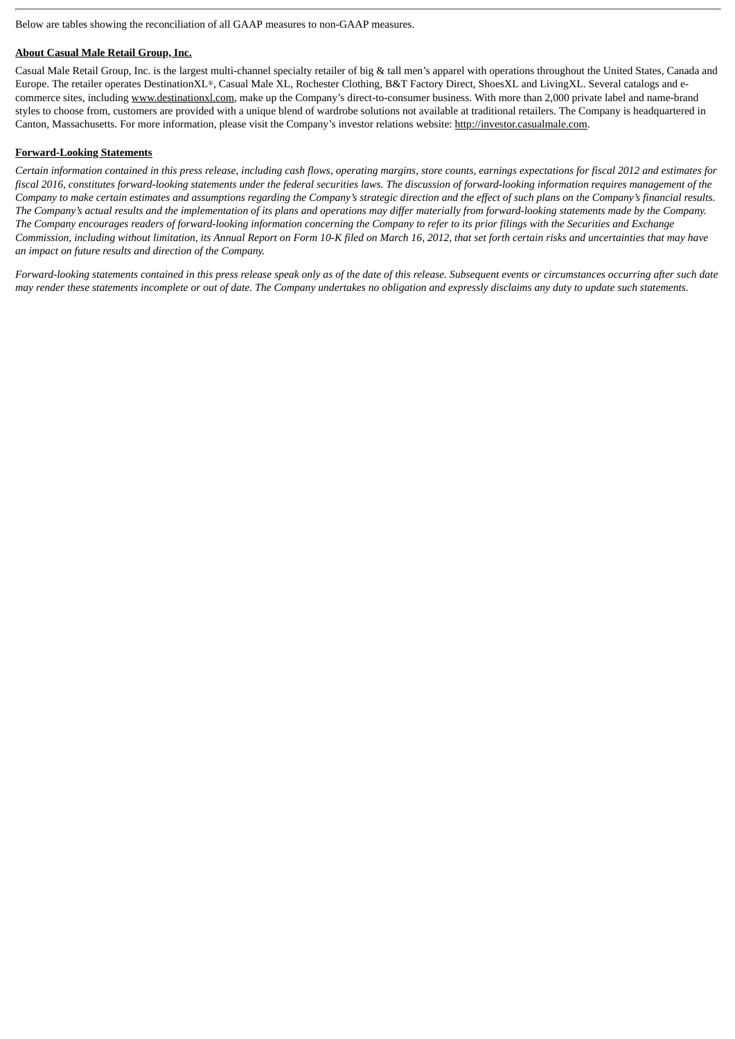Below are tables showing the reconciliation of all GAAP measures to non-GAAP measures.

**About Casual Male Retail Group, Inc.**

Casual Male Retail Group, Inc. is the largest multi-channel specialty retailer of big & tall men's apparel with operations throughout the United States, Canada and Europe. The retailer operates DestinationXL®, Casual Male XL, Rochester Clothing, B&T Factory Direct, ShoesXL and LivingXL. Several catalogs and e-commerce sites, including www.destinationxl.com, make up the Company's direct-to-consumer business. With more than 2,000 private label and name-brand styles to choose from, customers are provided with a unique blend of wardrobe solutions not available at traditional retailers. The Company is headquartered in Canton, Massachusetts. For more information, please visit the Company's investor relations website: http://investor.casualmale.com.

**Forward-Looking Statements**

*Certain information contained in this press release, including cash flows, operating margins, store counts, earnings expectations for fiscal 2012 and estimates for fiscal 2016, constitutes forward-looking statements under the federal securities laws. The discussion of forward-looking information requires management of the Company to make certain estimates and assumptions regarding the Company's strategic direction and the effect of such plans on the Company's financial results. The Company's actual results and the implementation of its plans and operations may differ materially from forward-looking statements made by the Company. The Company encourages readers of forward-looking information concerning the Company to refer to its prior filings with the Securities and Exchange Commission, including without limitation, its Annual Report on Form 10-K filed on March 16, 2012, that set forth certain risks and uncertainties that may have an impact on future results and direction of the Company.*

*Forward-looking statements contained in this press release speak only as of the date of this release. Subsequent events or circumstances occurring after such date may render these statements incomplete or out of date. The Company undertakes no obligation and expressly disclaims any duty to update such statements.*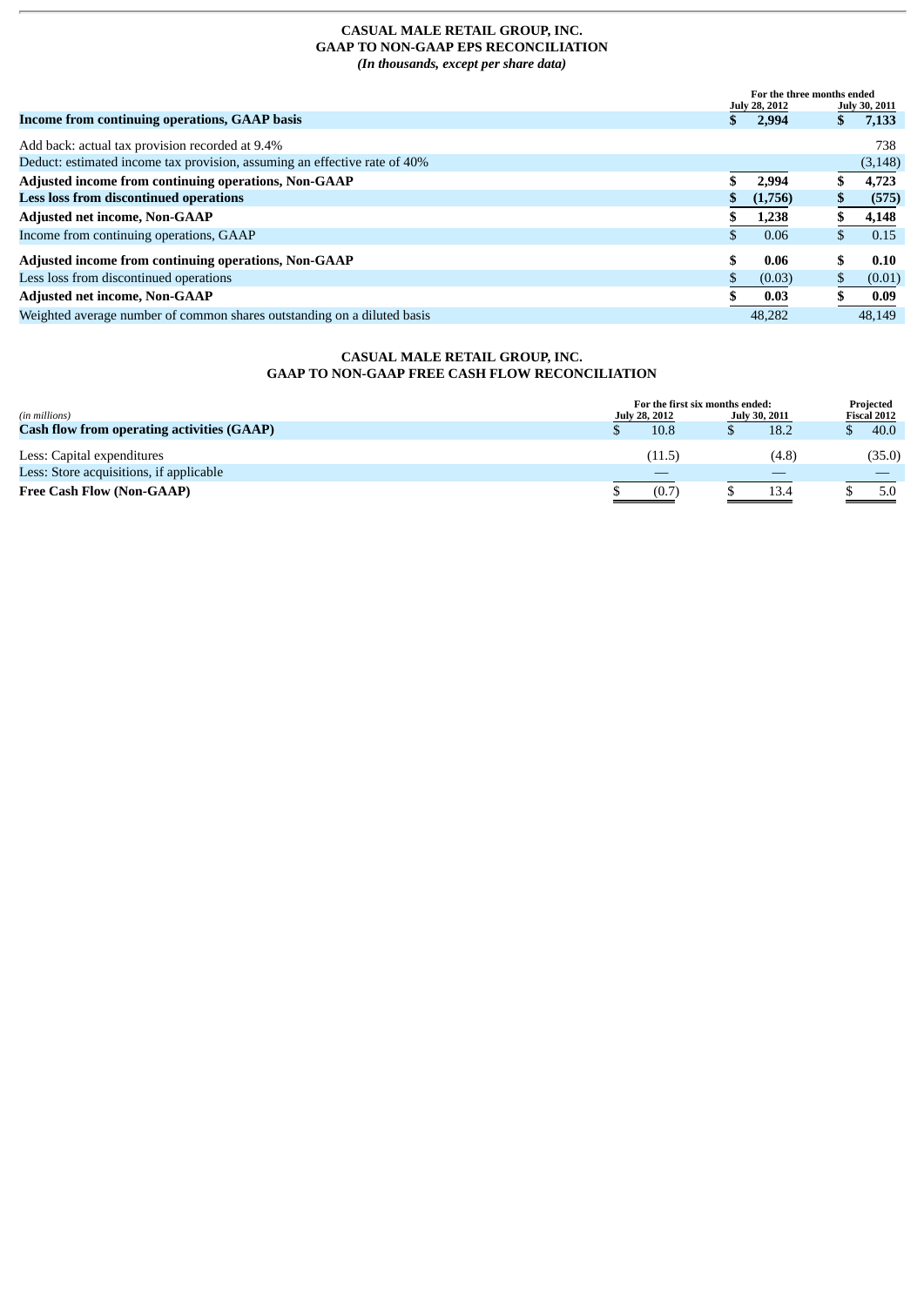**CASUAL MALE RETAIL GROUP, INC.**
**GAAP TO NON-GAAP EPS RECONCILIATION**
***(In thousands, except per share data)***

| | For the three months ended July 28, 2012 | For the three months ended July 30, 2011 |
|---|---|---|
| **Income from continuing operations, GAAP basis** | **$ 2,994** | **$ 7,133** |
| Add back: actual tax provision recorded at 9.4% | | 738 |
| Deduct: estimated income tax provision, assuming an effective rate of 40% | | (3,148) |
| **Adjusted income from continuing operations, Non-GAAP** | **$ 2,994** | **$ 4,723** |
| **Less loss from discontinued operations** | **$ (1,756)** | **$ (575)** |
| **Adjusted net income, Non-GAAP** | **$ 1,238** | **$ 4,148** |
| Income from continuing operations, GAAP | $ 0.06 | $ 0.15 |
| **Adjusted income from continuing operations, Non-GAAP** | **$ 0.06** | **$ 0.10** |
| Less loss from discontinued operations | $ (0.03) | $ (0.01) |
| **Adjusted net income, Non-GAAP** | **$ 0.03** | **$ 0.09** |
| Weighted average number of common shares outstanding on a diluted basis | 48,282 | 48,149 |

**CASUAL MALE RETAIL GROUP, INC.**
**GAAP TO NON-GAAP FREE CASH FLOW RECONCILIATION**

| *(in millions)* | For the first six months ended: July 28, 2012 | For the first six months ended: July 30, 2011 | Projected Fiscal 2012 |
|---|---|---|---|
| **Cash flow from operating activities (GAAP)** | $ 10.8 | $ 18.2 | $ 40.0 |
| Less: Capital expenditures | (11.5) | (4.8) | (35.0) |
| Less: Store acquisitions, if applicable | — | — | — |
| **Free Cash Flow (Non-GAAP)** | $ (0.7) | $ 13.4 | $ 5.0 |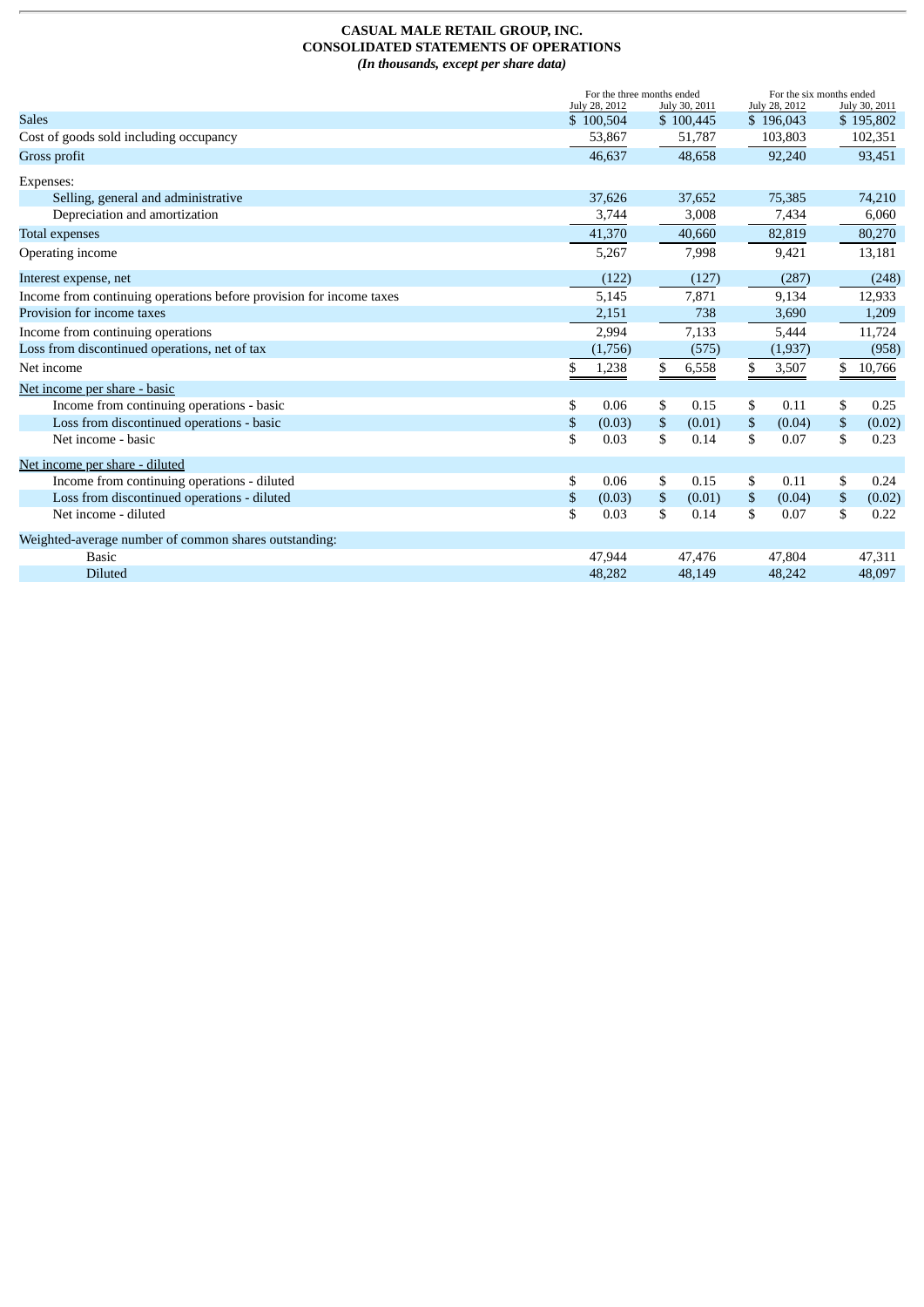**CASUAL MALE RETAIL GROUP, INC.**
**CONSOLIDATED STATEMENTS OF OPERATIONS**
***(In thousands, except per share data)***

| | For the three months ended | | For the six months ended | |
|---|---|---|---|---|
| | July 28, 2012 | July 30, 2011 | July 28, 2012 | July 30, 2011 |
| Sales | $ 100,504 | $ 100,445 | $ 196,043 | $ 195,802 |
| Cost of goods sold including occupancy | 53,867 | 51,787 | 103,803 | 102,351 |
| Gross profit | 46,637 | 48,658 | 92,240 | 93,451 |
| Expenses: | | | | |
| Selling, general and administrative | 37,626 | 37,652 | 75,385 | 74,210 |
| Depreciation and amortization | 3,744 | 3,008 | 7,434 | 6,060 |
| Total expenses | 41,370 | 40,660 | 82,819 | 80,270 |
| Operating income | 5,267 | 7,998 | 9,421 | 13,181 |
| Interest expense, net | (122) | (127) | (287) | (248) |
| Income from continuing operations before provision for income taxes | 5,145 | 7,871 | 9,134 | 12,933 |
| Provision for income taxes | 2,151 | 738 | 3,690 | 1,209 |
| Income from continuing operations | 2,994 | 7,133 | 5,444 | 11,724 |
| Loss from discontinued operations, net of tax | (1,756) | (575) | (1,937) | (958) |
| Net income | $ 1,238 | $ 6,558 | $ 3,507 | $ 10,766 |
| Net income per share - basic | | | | |
| Income from continuing operations - basic | $ 0.06 | $ 0.15 | $ 0.11 | $ 0.25 |
| Loss from discontinued operations - basic | $ (0.03) | $ (0.01) | $ (0.04) | $ (0.02) |
| Net income - basic | $ 0.03 | $ 0.14 | $ 0.07 | $ 0.23 |
| Net income per share - diluted | | | | |
| Income from continuing operations - diluted | $ 0.06 | $ 0.15 | $ 0.11 | $ 0.24 |
| Loss from discontinued operations - diluted | $ (0.03) | $ (0.01) | $ (0.04) | $ (0.02) |
| Net income - diluted | $ 0.03 | $ 0.14 | $ 0.07 | $ 0.22 |
| Weighted-average number of common shares outstanding: | | | | |
| Basic | 47,944 | 47,476 | 47,804 | 47,311 |
| Diluted | 48,282 | 48,149 | 48,242 | 48,097 |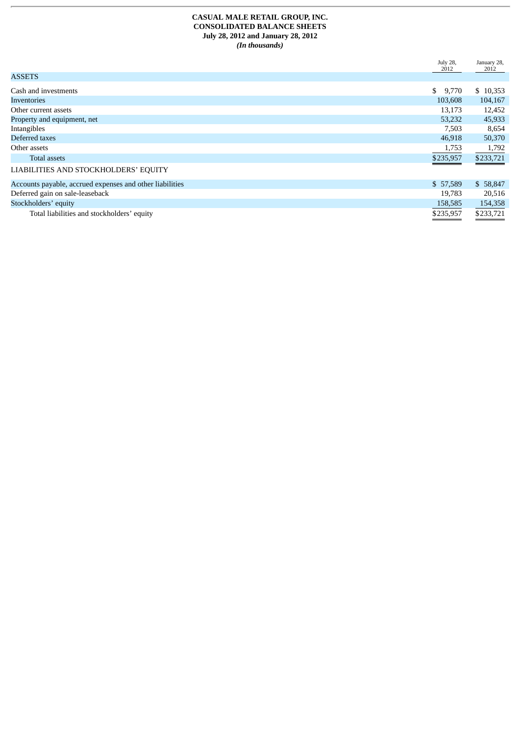**CASUAL MALE RETAIL GROUP, INC.**
**CONSOLIDATED BALANCE SHEETS**
**July 28, 2012 and January 28, 2012**
***(In thousands)***

| | July 28, 2012 | January 28, 2012 |
|---|---|---|
| ASSETS | | |
| Cash and investments | $ 9,770 | $ 10,353 |
| Inventories | 103,608 | 104,167 |
| Other current assets | 13,173 | 12,452 |
| Property and equipment, net | 53,232 | 45,933 |
| Intangibles | 7,503 | 8,654 |
| Deferred taxes | 46,918 | 50,370 |
| Other assets | 1,753 | 1,792 |
| Total assets | $235,957 | $233,721 |
| LIABILITIES AND STOCKHOLDERS' EQUITY | | |
| Accounts payable, accrued expenses and other liabilities | $ 57,589 | $ 58,847 |
| Deferred gain on sale-leaseback | 19,783 | 20,516 |
| Stockholders' equity | 158,585 | 154,358 |
| Total liabilities and stockholders' equity | $235,957 | $233,721 |